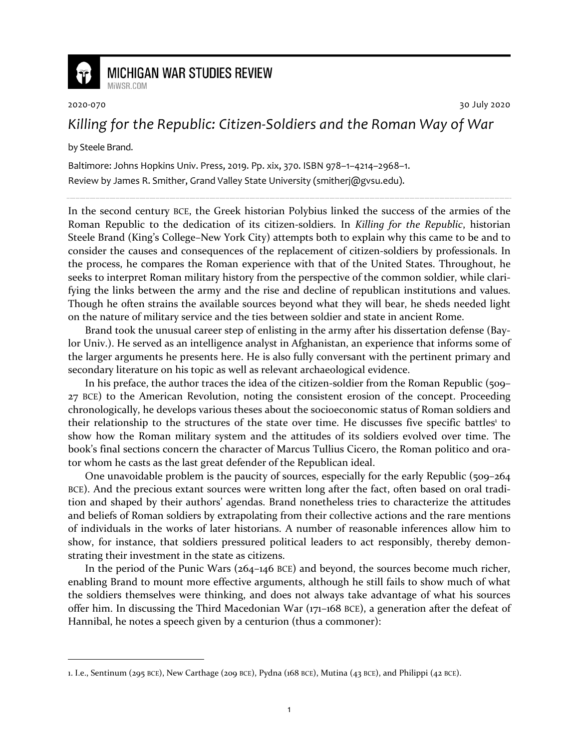MICHIGAN WAR STUDIES REVIEW
MiWSR.COM

2020-070 30 July 2020

# *Killing for the Republic: Citizen-Soldiers and the Roman Way of War*

by Steele Brand.

Baltimore: Johns Hopkins Univ. Press, 2019. Pp. xix, 370. ISBN 978–1–4214–2968–1.
Review by James R. Smither, Grand Valley State University (smitherj@gvsu.edu).

---

In the second century BCE, the Greek historian Polybius linked the success of the armies of the Roman Republic to the dedication of its citizen-soldiers. In *Killing for the Republic*, historian Steele Brand (King's College–New York City) attempts both to explain why this came to be and to consider the causes and consequences of the replacement of citizen-soldiers by professionals. In the process, he compares the Roman experience with that of the United States. Throughout, he seeks to interpret Roman military history from the perspective of the common soldier, while clarifying the links between the army and the rise and decline of republican institutions and values. Though he often strains the available sources beyond what they will bear, he sheds needed light on the nature of military service and the ties between soldier and state in ancient Rome.

Brand took the unusual career step of enlisting in the army after his dissertation defense (Baylor Univ.). He served as an intelligence analyst in Afghanistan, an experience that informs some of the larger arguments he presents here. He is also fully conversant with the pertinent primary and secondary literature on his topic as well as relevant archaeological evidence.

In his preface, the author traces the idea of the citizen-soldier from the Roman Republic (509–27 BCE) to the American Revolution, noting the consistent erosion of the concept. Proceeding chronologically, he develops various theses about the socioeconomic status of Roman soldiers and their relationship to the structures of the state over time. He discusses five specific battles[1] to show how the Roman military system and the attitudes of its soldiers evolved over time. The book's final sections concern the character of Marcus Tullius Cicero, the Roman politico and orator whom he casts as the last great defender of the Republican ideal.

One unavoidable problem is the paucity of sources, especially for the early Republic (509–264 BCE). And the precious extant sources were written long after the fact, often based on oral tradition and shaped by their authors' agendas. Brand nonetheless tries to characterize the attitudes and beliefs of Roman soldiers by extrapolating from their collective actions and the rare mentions of individuals in the works of later historians. A number of reasonable inferences allow him to show, for instance, that soldiers pressured political leaders to act responsibly, thereby demonstrating their investment in the state as citizens.

In the period of the Punic Wars (264–146 BCE) and beyond, the sources become much richer, enabling Brand to mount more effective arguments, although he still fails to show much of what the soldiers themselves were thinking, and does not always take advantage of what his sources offer him. In discussing the Third Macedonian War (171–168 BCE), a generation after the defeat of Hannibal, he notes a speech given by a centurion (thus a commoner):

---

1. I.e., Sentinum (295 BCE), New Carthage (209 BCE), Pydna (168 BCE), Mutina (43 BCE), and Philippi (42 BCE).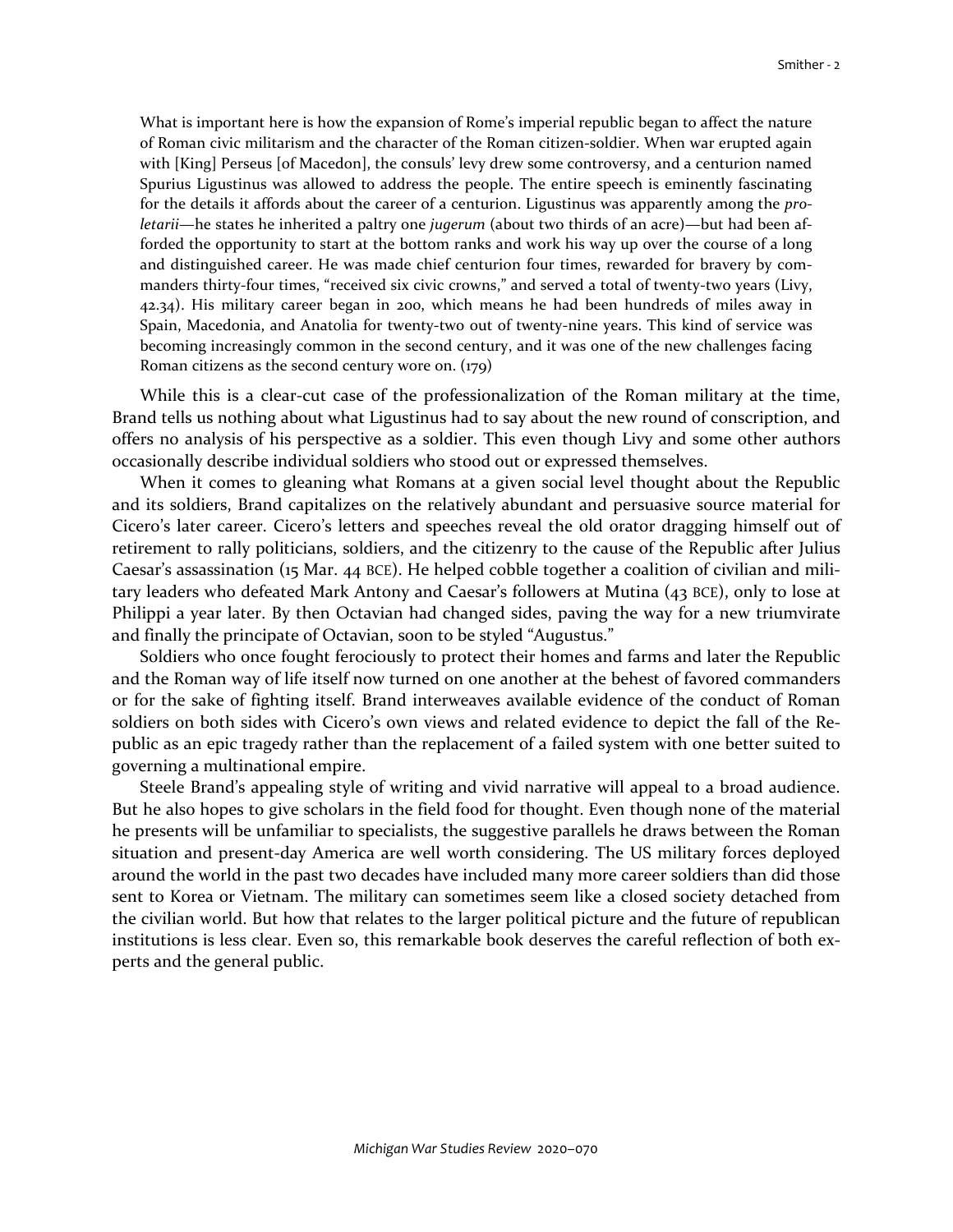> What is important here is how the expansion of Rome's imperial republic began to affect the nature of Roman civic militarism and the character of the Roman citizen-soldier. When war erupted again with [King] Perseus [of Macedon], the consuls' levy drew some controversy, and a centurion named Spurius Ligustinus was allowed to address the people. The entire speech is eminently fascinating for the details it affords about the career of a centurion. Ligustinus was apparently among the *proletarii*—he states he inherited a paltry one *jugerum* (about two thirds of an acre)—but had been afforded the opportunity to start at the bottom ranks and work his way up over the course of a long and distinguished career. He was made chief centurion four times, rewarded for bravery by commanders thirty-four times, "received six civic crowns," and served a total of twenty-two years (Livy, 42.34). His military career began in 200, which means he had been hundreds of miles away in Spain, Macedonia, and Anatolia for twenty-two out of twenty-nine years. This kind of service was becoming increasingly common in the second century, and it was one of the new challenges facing Roman citizens as the second century wore on. (179)

While this is a clear-cut case of the professionalization of the Roman military at the time, Brand tells us nothing about what Ligustinus had to say about the new round of conscription, and offers no analysis of his perspective as a soldier. This even though Livy and some other authors occasionally describe individual soldiers who stood out or expressed themselves.

When it comes to gleaning what Romans at a given social level thought about the Republic and its soldiers, Brand capitalizes on the relatively abundant and persuasive source material for Cicero's later career. Cicero's letters and speeches reveal the old orator dragging himself out of retirement to rally politicians, soldiers, and the citizenry to the cause of the Republic after Julius Caesar's assassination (15 Mar. 44 BCE). He helped cobble together a coalition of civilian and military leaders who defeated Mark Antony and Caesar's followers at Mutina (43 BCE), only to lose at Philippi a year later. By then Octavian had changed sides, paving the way for a new triumvirate and finally the principate of Octavian, soon to be styled "Augustus."

Soldiers who once fought ferociously to protect their homes and farms and later the Republic and the Roman way of life itself now turned on one another at the behest of favored commanders or for the sake of fighting itself. Brand interweaves available evidence of the conduct of Roman soldiers on both sides with Cicero's own views and related evidence to depict the fall of the Republic as an epic tragedy rather than the replacement of a failed system with one better suited to governing a multinational empire.

Steele Brand's appealing style of writing and vivid narrative will appeal to a broad audience. But he also hopes to give scholars in the field food for thought. Even though none of the material he presents will be unfamiliar to specialists, the suggestive parallels he draws between the Roman situation and present-day America are well worth considering. The US military forces deployed around the world in the past two decades have included many more career soldiers than did those sent to Korea or Vietnam. The military can sometimes seem like a closed society detached from the civilian world. But how that relates to the larger political picture and the future of republican institutions is less clear. Even so, this remarkable book deserves the careful reflection of both experts and the general public.